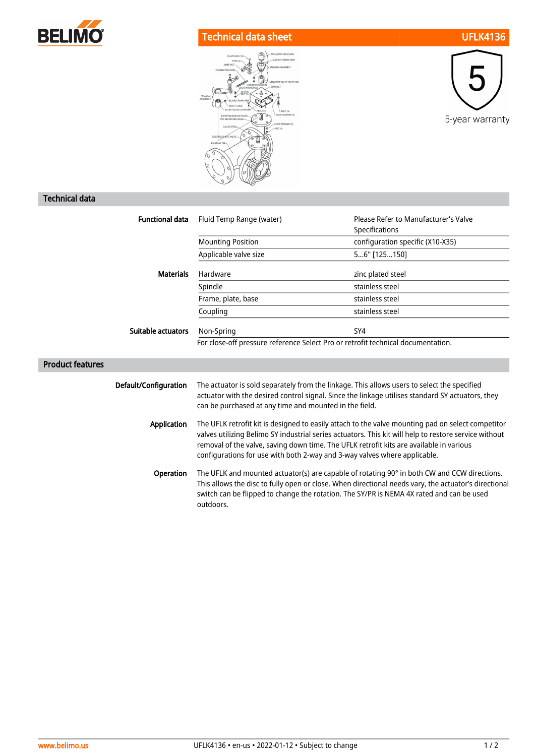# Technical data sheet UFLK4136

5-year warranty

## Technical data

| | | |
|---|---|---|
| **Functional data** | Fluid Temp Range (water) | Please Refer to Manufacturer's Valve Specifications |
| | Mounting Position | configuration specific (X10-X35) |
| | Applicable valve size | 5...6" [125...150] |
| **Materials** | Hardware | zinc plated steel |
| | Spindle | stainless steel |
| | Frame, plate, base | stainless steel |
| | Coupling | stainless steel |
| **Suitable actuators** | Non-Spring | SY4 |

For close-off pressure reference Select Pro or retrofit technical documentation.

## Product features

**Default/Configuration**

The actuator is sold separately from the linkage. This allows users to select the specified actuator with the desired control signal. Since the linkage utilises standard SY actuators, they can be purchased at any time and mounted in the field.

**Application**

The UFLK retrofit kit is designed to easily attach to the valve mounting pad on select competitor valves utilizing Belimo SY industrial series actuators. This kit will help to restore service without removal of the valve, saving down time. The UFLK retrofit kits are available in various configurations for use with both 2-way and 3-way valves where applicable.

**Operation**

The UFLK and mounted actuator(s) are capable of rotating 90° in both CW and CCW directions. This allows the disc to fully open or close. When directional needs vary, the actuator's directional switch can be flipped to change the rotation. The SY/PR is NEMA 4X rated and can be used outdoors.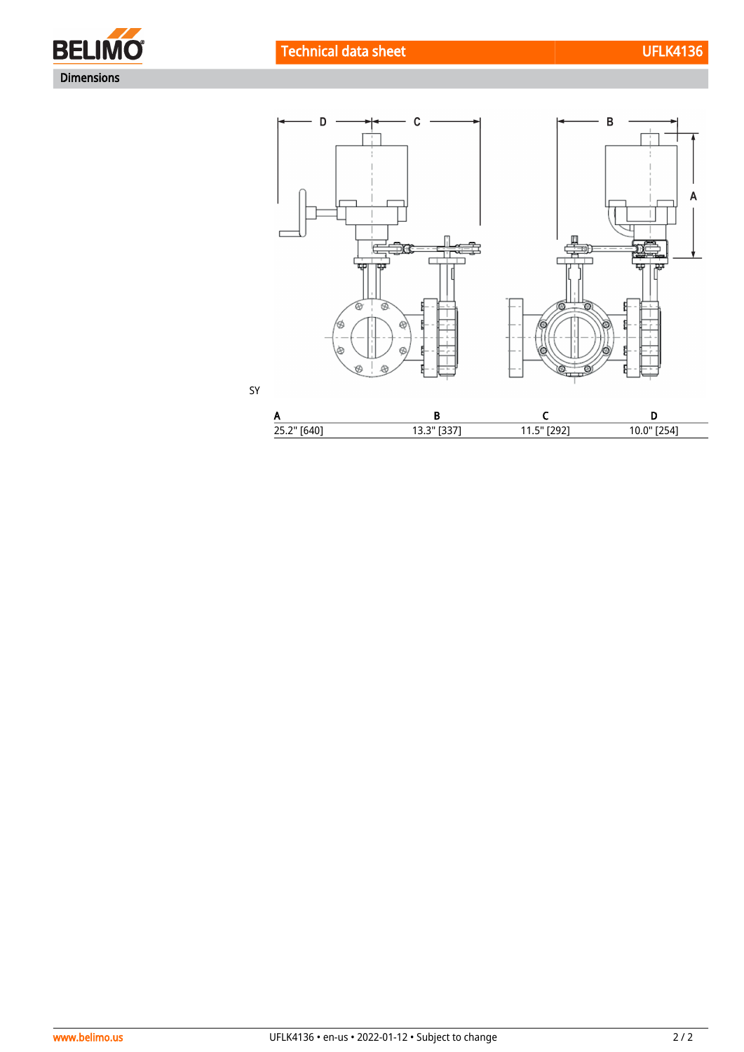## Dimensions

D C B A

SY

| A | B | C | D |
|---|---|---|---|
| 25.2" [640] | 13.3" [337] | 11.5" [292] | 10.0" [254] |